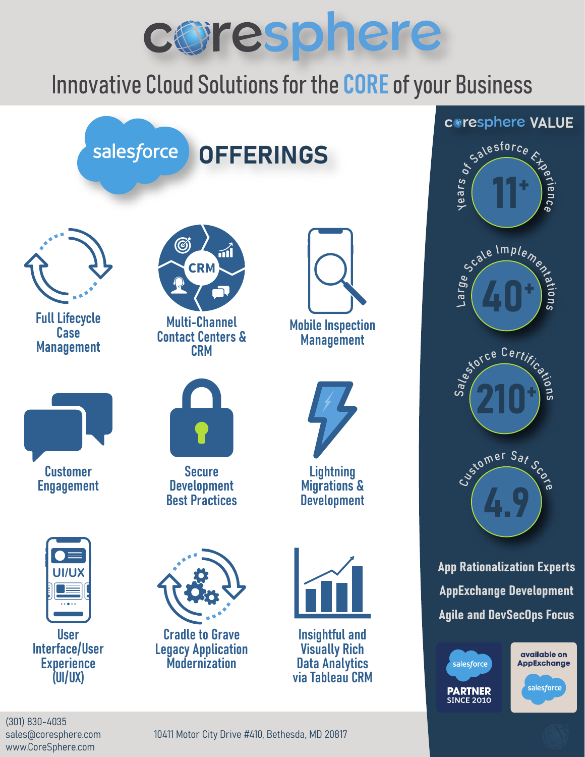# coresphere

## Innovative Cloud Solutions for the CORE of your Business

## salesforce OFFERINGS

- Full Lifecycle Case Management
- Multi-Channel Contact Centers & CRM
- Mobile Inspection Management
- Customer Engagement
- Secure Development Best Practices
- Lightning Migrations & Development
- User Interface/User Experience (UI/UX)
- Cradle to Grave Legacy Application Modernization
- Insightful and Visually Rich Data Analytics via Tableau CRM

## coresphere VALUE

- **11+** Years of Salesforce Experience
- **40+** Large Scale Implementations
- **210+** Salesforce Certifications
- **4.9** Customer Sat Score

App Rationalization Experts

AppExchange Development

Agile and DevSecOps Focus

salesforce PARTNER SINCE 2010

available on AppExchange salesforce

(301) 830-4035
sales@coresphere.com
www.CoreSphere.com

10411 Motor City Drive #410, Bethesda, MD 20817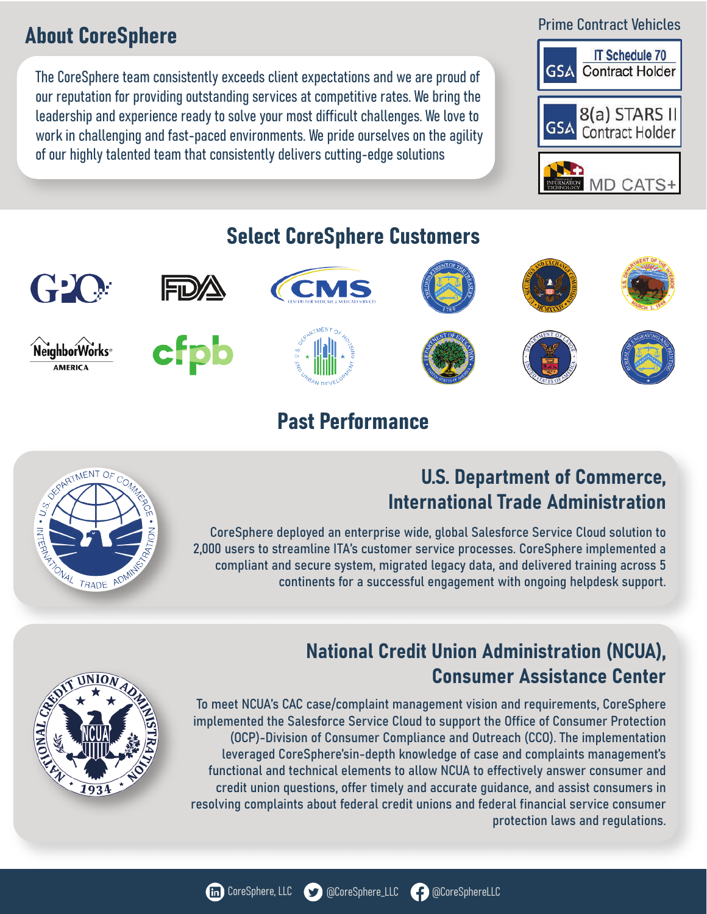## About CoreSphere

The CoreSphere team consistently exceeds client expectations and we are proud of our reputation for providing outstanding services at competitive rates. We bring the leadership and experience ready to solve your most difficult challenges. We love to work in challenging and fast-paced environments. We pride ourselves on the agility of our highly talented team that consistently delivers cutting-edge solutions

### Prime Contract Vehicles

- GSA IT Schedule 70 Contract Holder
- GSA 8(a) STARS II Contract Holder
- MD CATS+

## Select CoreSphere Customers

## Past Performance

### U.S. Department of Commerce, International Trade Administration

CoreSphere deployed an enterprise wide, global Salesforce Service Cloud solution to 2,000 users to streamline ITA's customer service processes. CoreSphere implemented a compliant and secure system, migrated legacy data, and delivered training across 5 continents for a successful engagement with ongoing helpdesk support.

### National Credit Union Administration (NCUA), Consumer Assistance Center

To meet NCUA's CAC case/complaint management vision and requirements, CoreSphere implemented the Salesforce Service Cloud to support the Office of Consumer Protection (OCP)-Division of Consumer Compliance and Outreach (CCO). The implementation leveraged CoreSphere'sin-depth knowledge of case and complaints management's functional and technical elements to allow NCUA to effectively answer consumer and credit union questions, offer timely and accurate guidance, and assist consumers in resolving complaints about federal credit unions and federal financial service consumer protection laws and regulations.

CoreSphere, LLC @CoreSphere_LLC @CoreSphereLLC